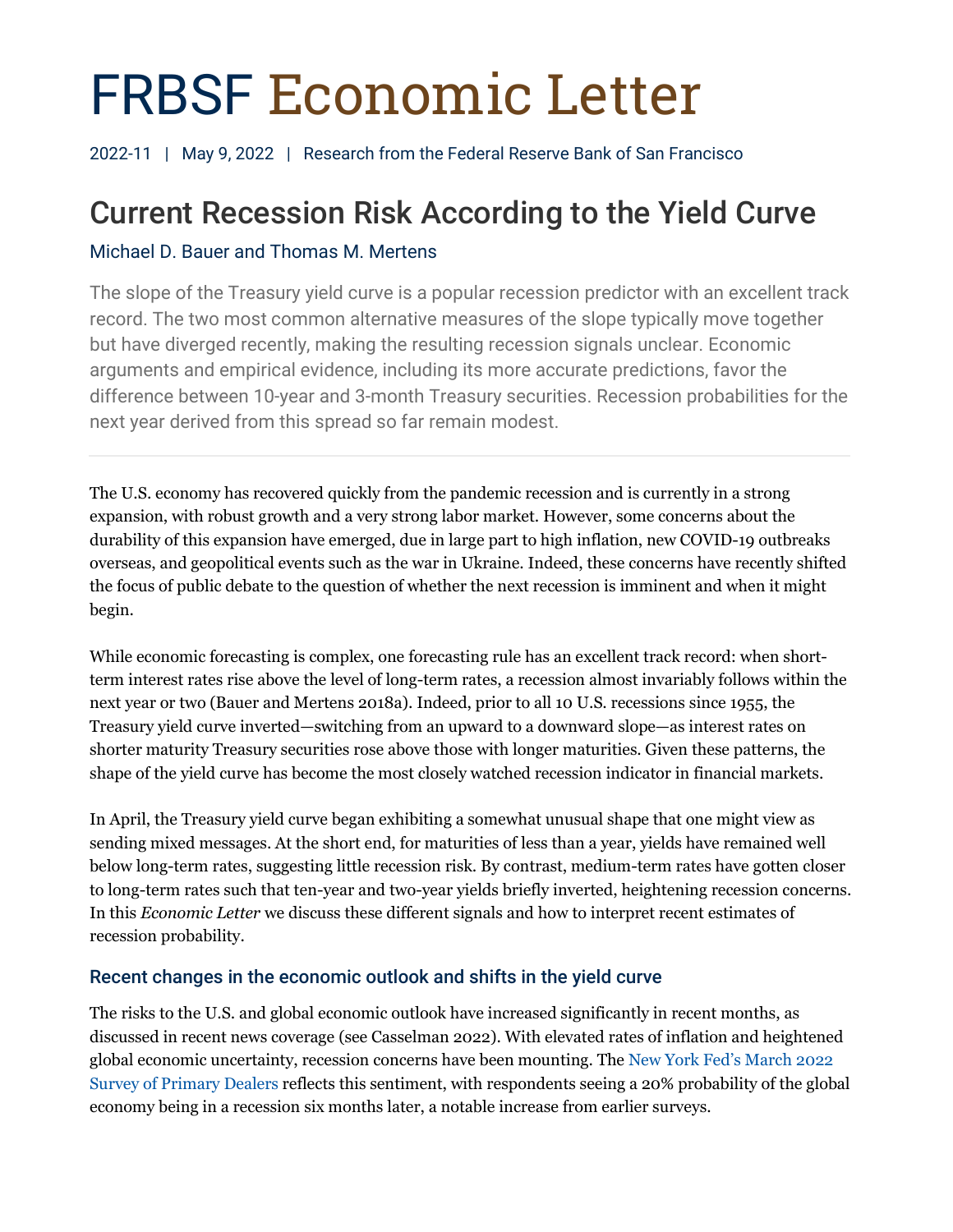# FRBSF Economic Letter

2022-11 | May 9, 2022 | Research from the Federal Reserve Bank of San Francisco

## Current Recession Risk According to the Yield Curve

Michael D. Bauer and Thomas M. Mertens

The slope of the Treasury yield curve is a popular recession predictor with an excellent track record. The two most common alternative measures of the slope typically move together but have diverged recently, making the resulting recession signals unclear. Economic arguments and empirical evidence, including its more accurate predictions, favor the difference between 10-year and 3-month Treasury securities. Recession probabilities for the next year derived from this spread so far remain modest.

---

The U.S. economy has recovered quickly from the pandemic recession and is currently in a strong expansion, with robust growth and a very strong labor market. However, some concerns about the durability of this expansion have emerged, due in large part to high inflation, new COVID-19 outbreaks overseas, and geopolitical events such as the war in Ukraine. Indeed, these concerns have recently shifted the focus of public debate to the question of whether the next recession is imminent and when it might begin.

While economic forecasting is complex, one forecasting rule has an excellent track record: when short-term interest rates rise above the level of long-term rates, a recession almost invariably follows within the next year or two (Bauer and Mertens 2018a). Indeed, prior to all 10 U.S. recessions since 1955, the Treasury yield curve inverted—switching from an upward to a downward slope—as interest rates on shorter maturity Treasury securities rose above those with longer maturities. Given these patterns, the shape of the yield curve has become the most closely watched recession indicator in financial markets.

In April, the Treasury yield curve began exhibiting a somewhat unusual shape that one might view as sending mixed messages. At the short end, for maturities of less than a year, yields have remained well below long-term rates, suggesting little recession risk. By contrast, medium-term rates have gotten closer to long-term rates such that ten-year and two-year yields briefly inverted, heightening recession concerns. In this *Economic Letter* we discuss these different signals and how to interpret recent estimates of recession probability.

### Recent changes in the economic outlook and shifts in the yield curve

The risks to the U.S. and global economic outlook have increased significantly in recent months, as discussed in recent news coverage (see Casselman 2022). With elevated rates of inflation and heightened global economic uncertainty, recession concerns have been mounting. The New York Fed's March 2022 Survey of Primary Dealers reflects this sentiment, with respondents seeing a 20% probability of the global economy being in a recession six months later, a notable increase from earlier surveys.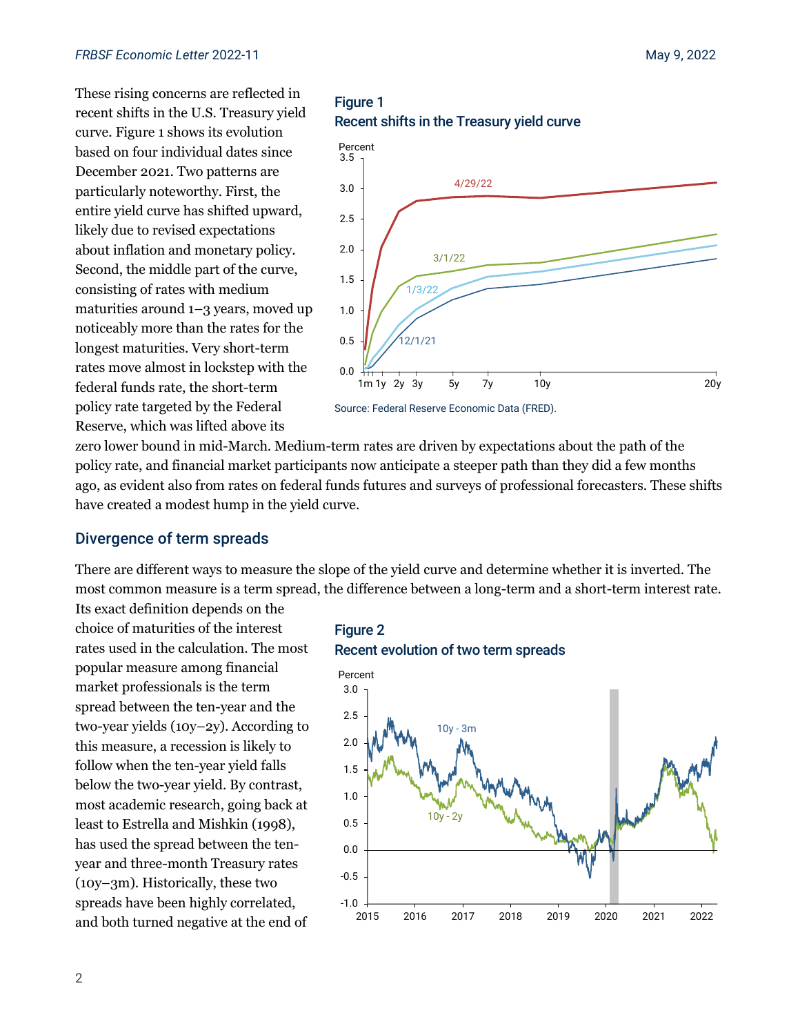These rising concerns are reflected in recent shifts in the U.S. Treasury yield curve. Figure 1 shows its evolution based on four individual dates since December 2021. Two patterns are particularly noteworthy. First, the entire yield curve has shifted upward, likely due to revised expectations about inflation and monetary policy. Second, the middle part of the curve, consisting of rates with medium maturities around 1–3 years, moved up noticeably more than the rates for the longest maturities. Very short-term rates move almost in lockstep with the federal funds rate, the short-term policy rate targeted by the Federal Reserve, which was lifted above its zero lower bound in mid-March. Medium-term rates are driven by expectations about the path of the policy rate, and financial market participants now anticipate a steeper path than they did a few months ago, as evident also from rates on federal funds futures and surveys of professional forecasters. These shifts have created a modest hump in the yield curve.

**Figure 1**
**Recent shifts in the Treasury yield curve**

Source: Federal Reserve Economic Data (FRED).

## Divergence of term spreads

There are different ways to measure the slope of the yield curve and determine whether it is inverted. The most common measure is a term spread, the difference between a long-term and a short-term interest rate. Its exact definition depends on the choice of maturities of the interest rates used in the calculation. The most popular measure among financial market professionals is the term spread between the ten-year and the two-year yields (10y–2y). According to this measure, a recession is likely to follow when the ten-year yield falls below the two-year yield. By contrast, most academic research, going back at least to Estrella and Mishkin (1998), has used the spread between the ten-year and three-month Treasury rates (10y–3m). Historically, these two spreads have been highly correlated, and both turned negative at the end of

**Figure 2**
**Recent evolution of two term spreads**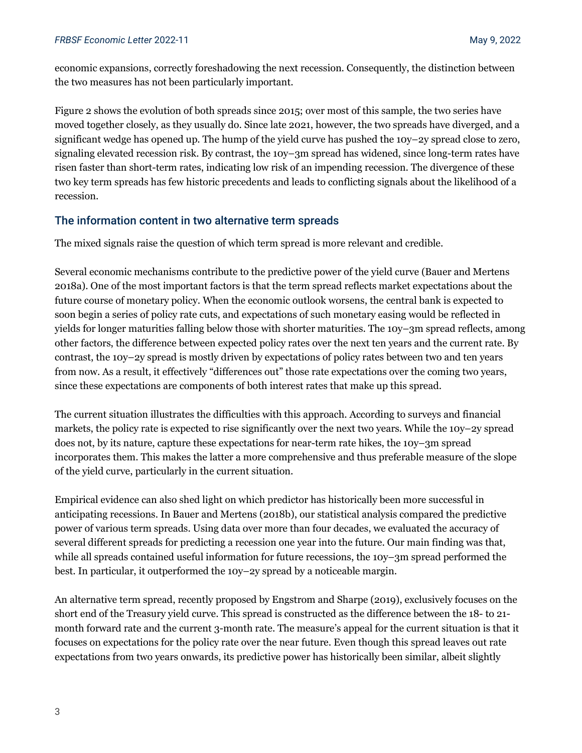economic expansions, correctly foreshadowing the next recession. Consequently, the distinction between the two measures has not been particularly important.

Figure 2 shows the evolution of both spreads since 2015; over most of this sample, the two series have moved together closely, as they usually do. Since late 2021, however, the two spreads have diverged, and a significant wedge has opened up. The hump of the yield curve has pushed the 10y–2y spread close to zero, signaling elevated recession risk. By contrast, the 10y–3m spread has widened, since long-term rates have risen faster than short-term rates, indicating low risk of an impending recession. The divergence of these two key term spreads has few historic precedents and leads to conflicting signals about the likelihood of a recession.

## The information content in two alternative term spreads

The mixed signals raise the question of which term spread is more relevant and credible.

Several economic mechanisms contribute to the predictive power of the yield curve (Bauer and Mertens 2018a). One of the most important factors is that the term spread reflects market expectations about the future course of monetary policy. When the economic outlook worsens, the central bank is expected to soon begin a series of policy rate cuts, and expectations of such monetary easing would be reflected in yields for longer maturities falling below those with shorter maturities. The 10y–3m spread reflects, among other factors, the difference between expected policy rates over the next ten years and the current rate. By contrast, the 10y–2y spread is mostly driven by expectations of policy rates between two and ten years from now. As a result, it effectively "differences out" those rate expectations over the coming two years, since these expectations are components of both interest rates that make up this spread.

The current situation illustrates the difficulties with this approach. According to surveys and financial markets, the policy rate is expected to rise significantly over the next two years. While the 10y–2y spread does not, by its nature, capture these expectations for near-term rate hikes, the 10y–3m spread incorporates them. This makes the latter a more comprehensive and thus preferable measure of the slope of the yield curve, particularly in the current situation.

Empirical evidence can also shed light on which predictor has historically been more successful in anticipating recessions. In Bauer and Mertens (2018b), our statistical analysis compared the predictive power of various term spreads. Using data over more than four decades, we evaluated the accuracy of several different spreads for predicting a recession one year into the future. Our main finding was that, while all spreads contained useful information for future recessions, the 10y–3m spread performed the best. In particular, it outperformed the 10y–2y spread by a noticeable margin.

An alternative term spread, recently proposed by Engstrom and Sharpe (2019), exclusively focuses on the short end of the Treasury yield curve. This spread is constructed as the difference between the 18- to 21-month forward rate and the current 3-month rate. The measure's appeal for the current situation is that it focuses on expectations for the policy rate over the near future. Even though this spread leaves out rate expectations from two years onwards, its predictive power has historically been similar, albeit slightly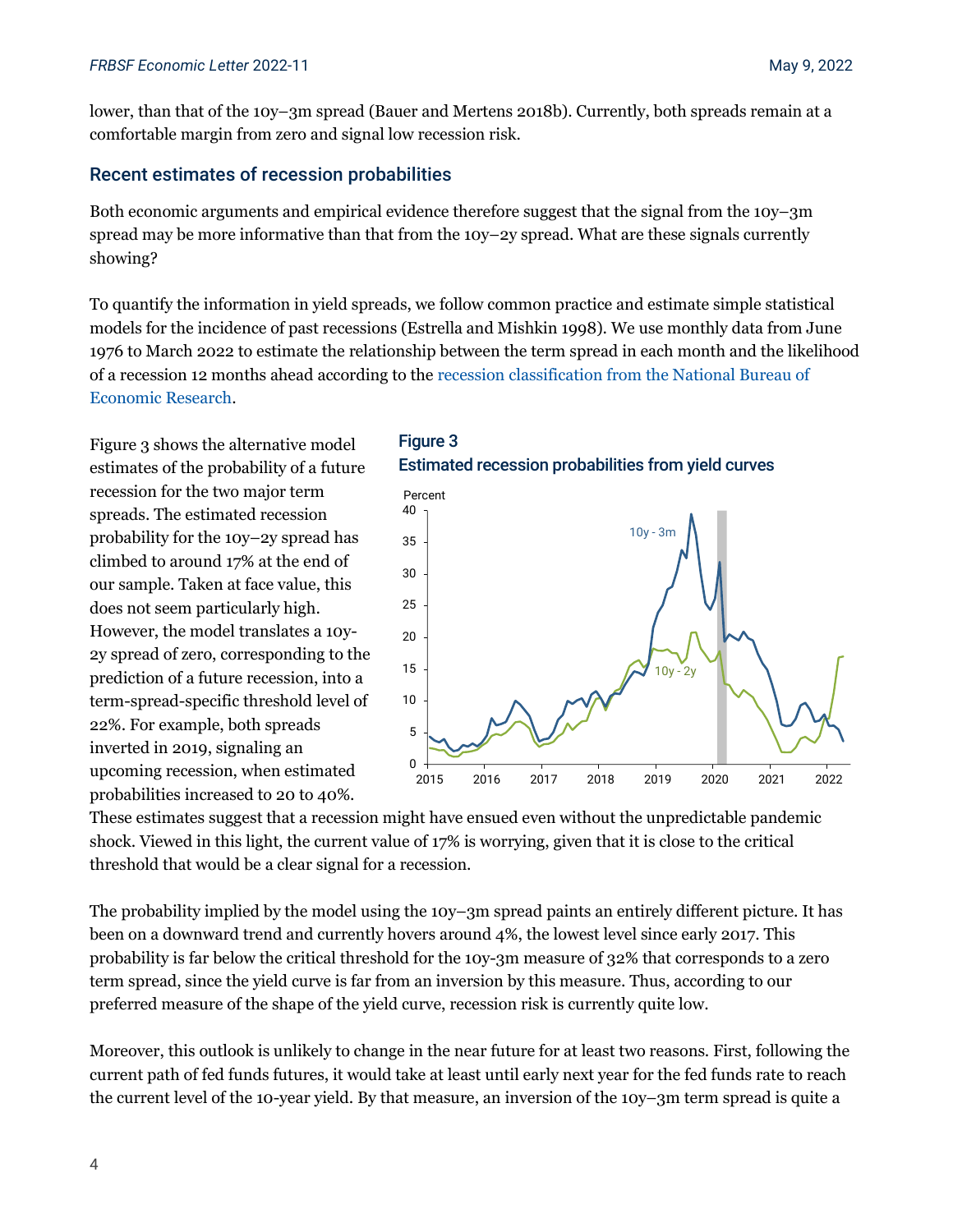lower, than that of the 10y–3m spread (Bauer and Mertens 2018b). Currently, both spreads remain at a comfortable margin from zero and signal low recession risk.

## Recent estimates of recession probabilities

Both economic arguments and empirical evidence therefore suggest that the signal from the 10y–3m spread may be more informative than that from the 10y–2y spread. What are these signals currently showing?

To quantify the information in yield spreads, we follow common practice and estimate simple statistical models for the incidence of past recessions (Estrella and Mishkin 1998). We use monthly data from June 1976 to March 2022 to estimate the relationship between the term spread in each month and the likelihood of a recession 12 months ahead according to the recession classification from the National Bureau of Economic Research.

Figure 3 shows the alternative model estimates of the probability of a future recession for the two major term spreads. The estimated recession probability for the 10y–2y spread has climbed to around 17% at the end of our sample. Taken at face value, this does not seem particularly high. However, the model translates a 10y-2y spread of zero, corresponding to the prediction of a future recession, into a term-spread-specific threshold level of 22%. For example, both spreads inverted in 2019, signaling an upcoming recession, when estimated probabilities increased to 20 to 40%. These estimates suggest that a recession might have ensued even without the unpredictable pandemic shock. Viewed in this light, the current value of 17% is worrying, given that it is close to the critical threshold that would be a clear signal for a recession.

**Figure 3**
**Estimated recession probabilities from yield curves**

The probability implied by the model using the 10y–3m spread paints an entirely different picture. It has been on a downward trend and currently hovers around 4%, the lowest level since early 2017. This probability is far below the critical threshold for the 10y-3m measure of 32% that corresponds to a zero term spread, since the yield curve is far from an inversion by this measure. Thus, according to our preferred measure of the shape of the yield curve, recession risk is currently quite low.

Moreover, this outlook is unlikely to change in the near future for at least two reasons. First, following the current path of fed funds futures, it would take at least until early next year for the fed funds rate to reach the current level of the 10-year yield. By that measure, an inversion of the 10y–3m term spread is quite a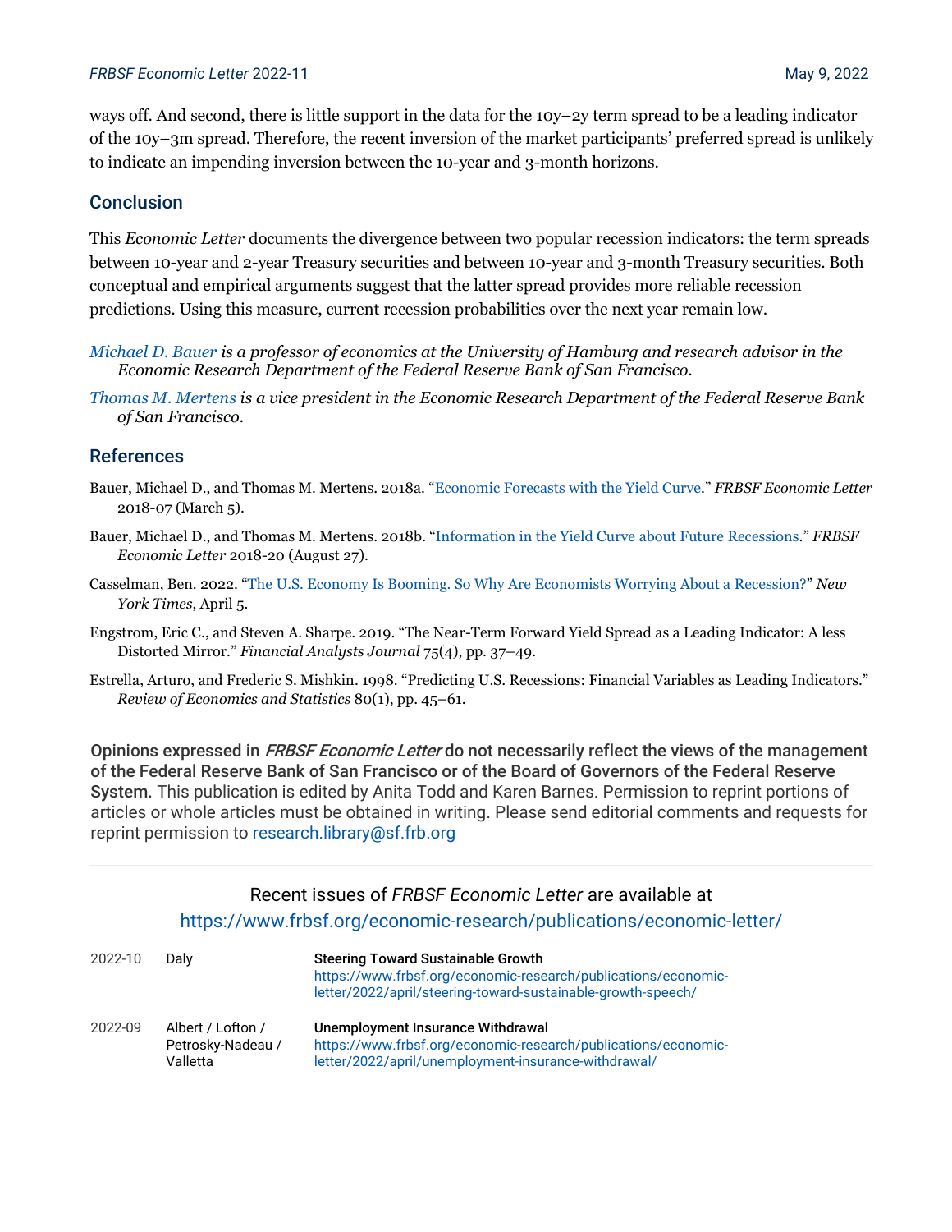ways off. And second, there is little support in the data for the 10y–2y term spread to be a leading indicator of the 10y–3m spread. Therefore, the recent inversion of the market participants' preferred spread is unlikely to indicate an impending inversion between the 10-year and 3-month horizons.

## Conclusion

This *Economic Letter* documents the divergence between two popular recession indicators: the term spreads between 10-year and 2-year Treasury securities and between 10-year and 3-month Treasury securities. Both conceptual and empirical arguments suggest that the latter spread provides more reliable recession predictions. Using this measure, current recession probabilities over the next year remain low.

*Michael D. Bauer is a professor of economics at the University of Hamburg and research advisor in the Economic Research Department of the Federal Reserve Bank of San Francisco.*

*Thomas M. Mertens is a vice president in the Economic Research Department of the Federal Reserve Bank of San Francisco.*

## References

Bauer, Michael D., and Thomas M. Mertens. 2018a. "Economic Forecasts with the Yield Curve." *FRBSF Economic Letter* 2018-07 (March 5).

Bauer, Michael D., and Thomas M. Mertens. 2018b. "Information in the Yield Curve about Future Recessions." *FRBSF Economic Letter* 2018-20 (August 27).

Casselman, Ben. 2022. "The U.S. Economy Is Booming. So Why Are Economists Worrying About a Recession?" *New York Times*, April 5.

Engstrom, Eric C., and Steven A. Sharpe. 2019. "The Near-Term Forward Yield Spread as a Leading Indicator: A less Distorted Mirror." *Financial Analysts Journal* 75(4), pp. 37–49.

Estrella, Arturo, and Frederic S. Mishkin. 1998. "Predicting U.S. Recessions: Financial Variables as Leading Indicators." *Review of Economics and Statistics* 80(1), pp. 45–61.

**Opinions expressed in *FRBSF Economic Letter* do not necessarily reflect the views of the management of the Federal Reserve Bank of San Francisco or of the Board of Governors of the Federal Reserve System.** This publication is edited by Anita Todd and Karen Barnes. Permission to reprint portions of articles or whole articles must be obtained in writing. Please send editorial comments and requests for reprint permission to research.library@sf.frb.org

Recent issues of *FRBSF Economic Letter* are available at
https://www.frbsf.org/economic-research/publications/economic-letter/

| | | |
|---|---|---|
| 2022-10 | Daly | **Steering Toward Sustainable Growth** https://www.frbsf.org/economic-research/publications/economic-letter/2022/april/steering-toward-sustainable-growth-speech/ |
| 2022-09 | Albert / Lofton / Petrosky-Nadeau / Valletta | **Unemployment Insurance Withdrawal** https://www.frbsf.org/economic-research/publications/economic-letter/2022/april/unemployment-insurance-withdrawal/ |